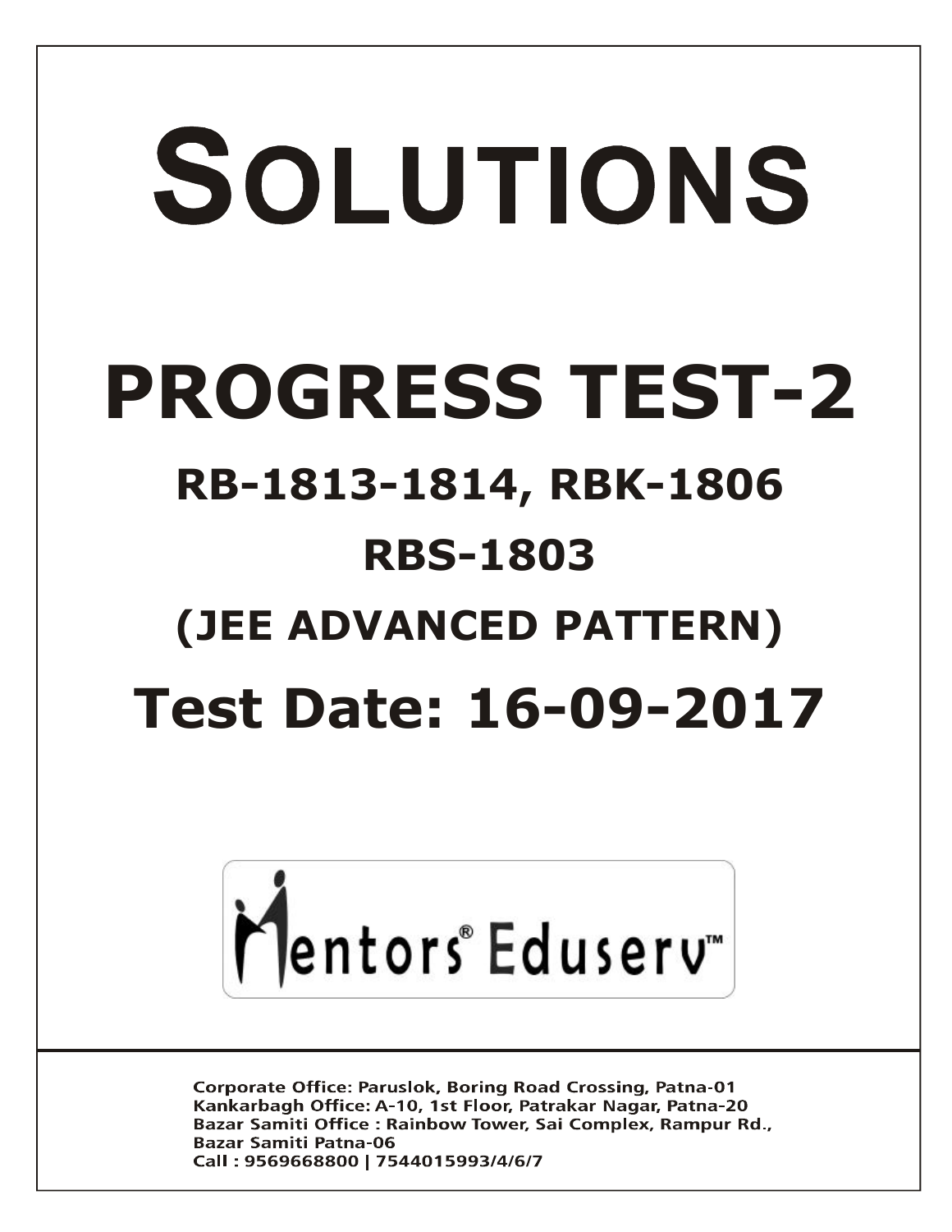# SOLUTIONS

# PROGRESS TEST-2

## RB-1813-1814, RBK-1806

## RBS-1803

## (JEE ADVANCED PATTERN)

# Test Date: 16-09-2017

Mentors® Eduserv™

Corporate Office: Paruslok, Boring Road Crossing, Patna-01
Kankarbagh Office: A-10, 1st Floor, Patrakar Nagar, Patna-20
Bazar Samiti Office : Rainbow Tower, Sai Complex, Rampur Rd., Bazar Samiti Patna-06
Call : 9569668800 | 7544015993/4/6/7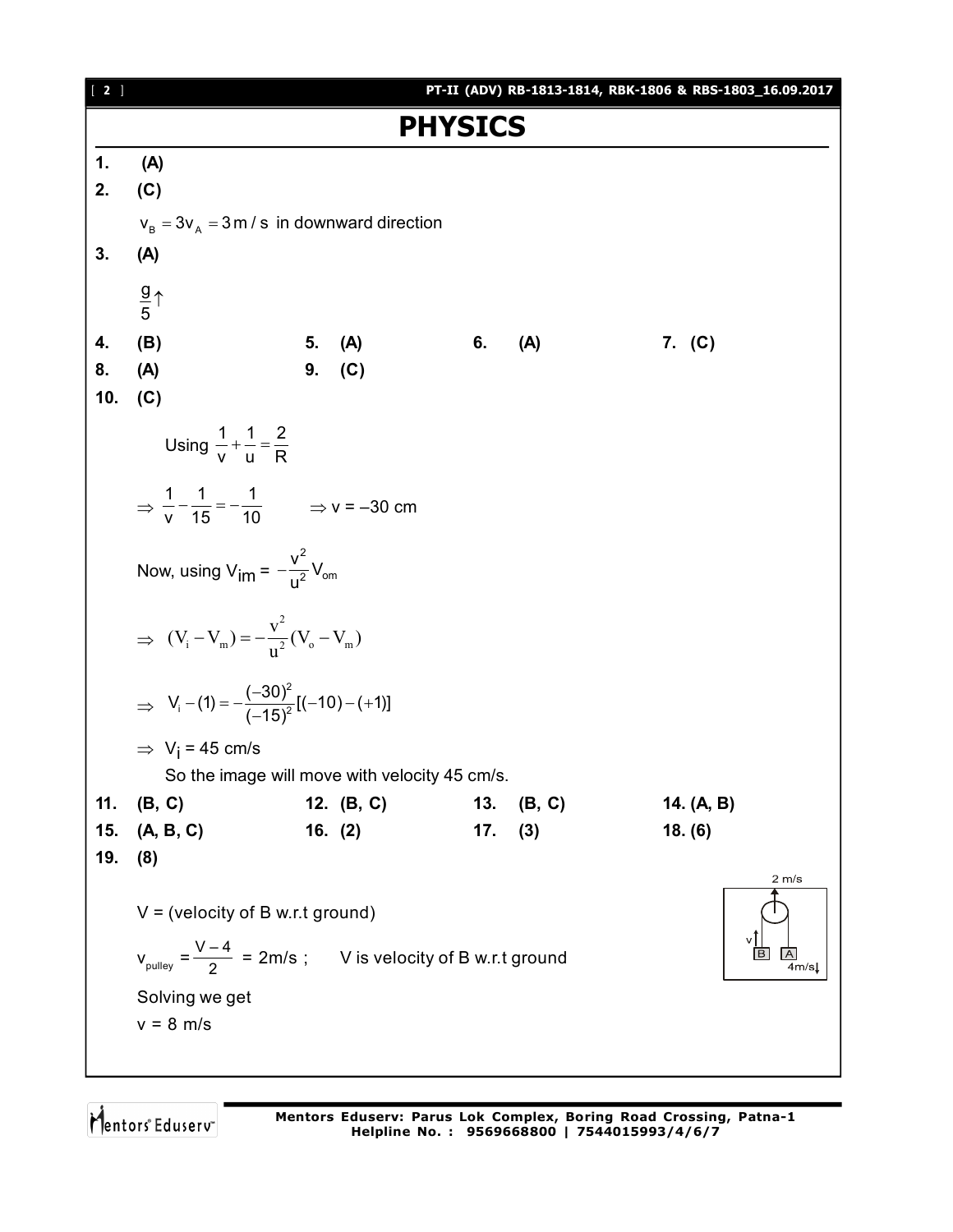# PHYSICS

**1.** **(A)**

**2.** **(C)**

$v_B = 3v_A = 3\,m/s$ in downward direction

**3.** **(A)**

$\frac{g}{5}\uparrow$

**4.** **(B)** **5.** **(A)** **6.** **(A)** **7.** **(C)**

**8.** **(A)** **9.** **(C)**

**10.** **(C)**

Using $\frac{1}{v} + \frac{1}{u} = \frac{2}{R}$

$\Rightarrow \frac{1}{v} - \frac{1}{15} = -\frac{1}{10}$ $\Rightarrow v = -30$ cm

Now, using $V_{im} = -\frac{v^2}{u^2} V_{om}$

$$\Rightarrow (V_i - V_m) = -\frac{v^2}{u^2}(V_o - V_m)$$

$$\Rightarrow V_i - (1) = -\frac{(-30)^2}{(-15)^2}[(-10) - (+1)]$$

$\Rightarrow V_i = 45$ cm/s

So the image will move with velocity 45 cm/s.

**11.** **(B, C)** **12.** **(B, C)** **13.** **(B, C)** **14.** **(A, B)**

**15.** **(A, B, C)** **16.** **(2)** **17.** **(3)** **18.** **(6)**

**19.** **(8)**

V = (velocity of B w.r.t ground)

$v_{pulley} = \frac{V-4}{2}$ = 2m/s ; V is velocity of B w.r.t ground

Solving we get

v = 8 m/s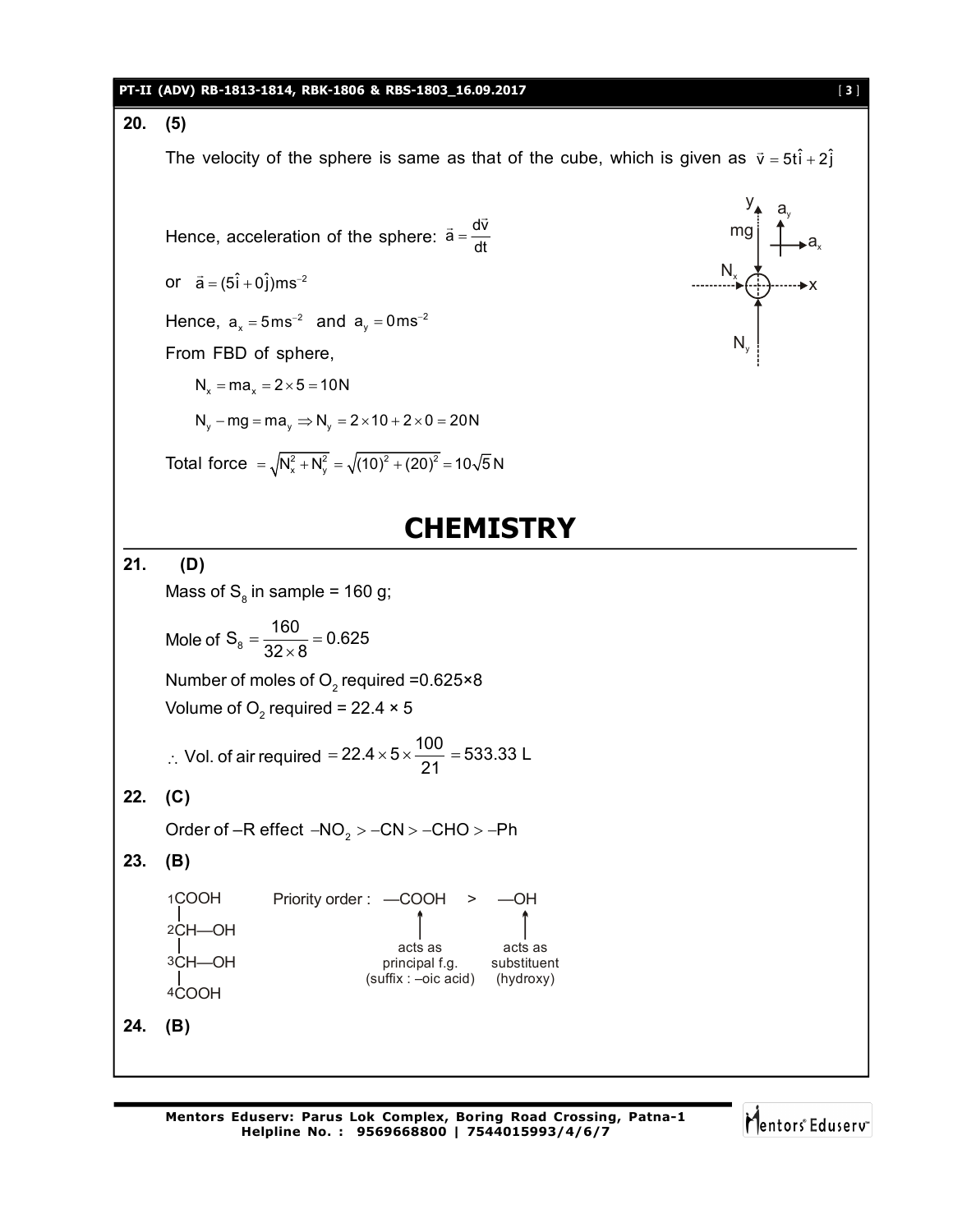**20. (5)**

The velocity of the sphere is same as that of the cube, which is given as $\vec{v} = 5t\hat{i} + 2\hat{j}$

Hence, acceleration of the sphere: $\vec{a} = \frac{d\vec{v}}{dt}$

or $\vec{a} = (5\hat{i} + 0\hat{j})ms^{-2}$

Hence, $a_x = 5ms^{-2}$ and $a_y = 0ms^{-2}$

From FBD of sphere,

$$N_x = ma_x = 2 \times 5 = 10N$$

$$N_y - mg = ma_y \Rightarrow N_y = 2 \times 10 + 2 \times 0 = 20N$$

Total force $= \sqrt{N_x^2 + N_y^2} = \sqrt{(10)^2 + (20)^2} = 10\sqrt{5}\,N$

# CHEMISTRY

**21. (D)**

Mass of $S_8$ in sample = 160 g;

Mole of $S_8 = \frac{160}{32 \times 8} = 0.625$

Number of moles of $O_2$ required =0.625×8

Volume of $O_2$ required = 22.4 × 5

$\therefore$ Vol. of air required $= 22.4 \times 5 \times \frac{100}{21} = 533.33$ L

**22. (C)**

Order of –R effect $-NO_2 > -CN > -CHO > -Ph$

**23. (B)**

```
1COOH
 |
2CH—OH
 |
3CH—OH
 |
4COOH
```

Priority order : —COOH > —OH

—COOH acts as principal f.g. (suffix : –oic acid)

—OH acts as substituent (hydroxy)

**24. (B)**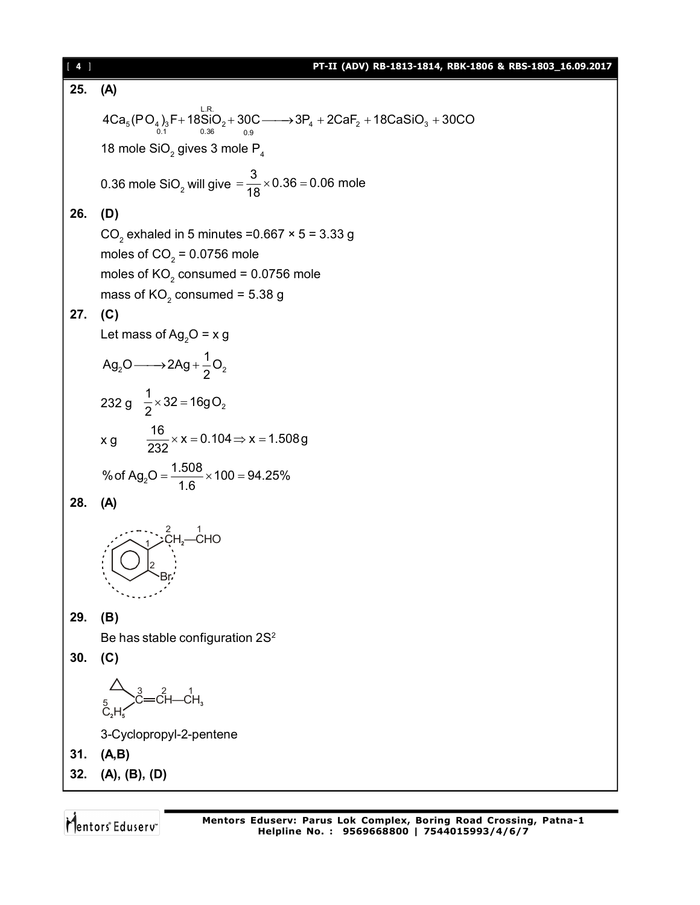**25. (A)**

$$4Ca_5(PO_4)_3F + 18\overset{L.R.}{SiO_2} + 30C \longrightarrow 3P_4 + 2CaF_2 + 18CaSiO_3 + 30CO$$

(0.1) (0.36) (0.9)

18 mole $SiO_2$ gives 3 mole $P_4$

0.36 mole $SiO_2$ will give $= \frac{3}{18} \times 0.36 = 0.06$ mole

**26. (D)**

$CO_2$ exhaled in 5 minutes =0.667 × 5 = 3.33 g

moles of $CO_2$ = 0.0756 mole

moles of $KO_2$ consumed = 0.0756 mole

mass of $KO_2$ consumed = 5.38 g

**27. (C)**

Let mass of $Ag_2O$ = x g

$$Ag_2O \longrightarrow 2Ag + \frac{1}{2}O_2$$

232 g $\quad \frac{1}{2} \times 32 = 16 g\, O_2$

x g $\quad \frac{16}{232} \times x = 0.104 \Rightarrow x = 1.508 g$

$$\% \text{ of } Ag_2O = \frac{1.508}{1.6} \times 100 = 94.25\%$$

**28. (A)**

(Benzene ring with $CH_2$—CHO at position 1 and Br at position 2; chain carbons numbered 2 ($CH_2$) and 1 (CHO))

**29. (B)**

Be has stable configuration $2S^2$

**30. (C)**

(Cyclopropyl and $\overset{5}{C_2H_5}$ on $\overset{3}{C}$=$\overset{2}{C}H$—$\overset{1}{C}H_3$)

3-Cyclopropyl-2-pentene

**31. (A,B)**

**32. (A), (B), (D)**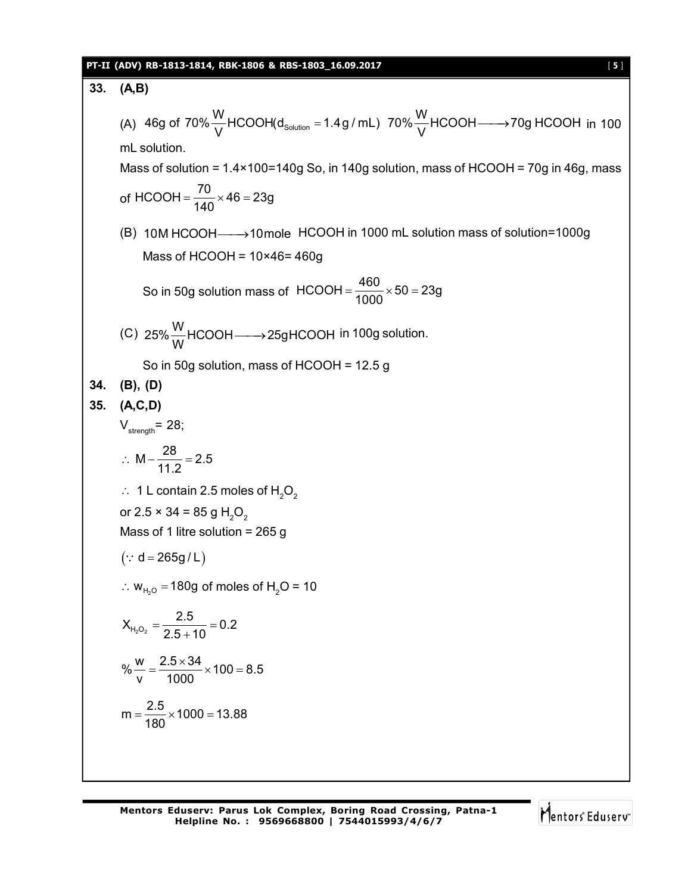**33. (A,B)**

(A) 46g of $70\%\frac{W}{V}$ HCOOH($d_{Solution} = 1.4\,g/mL$) $70\%\frac{W}{V}HCOOH \longrightarrow 70g\ HCOOH$ in 100 mL solution.

Mass of solution = 1.4×100=140g So, in 140g solution, mass of HCOOH = 70g in 46g, mass of $HCOOH = \frac{70}{140} \times 46 = 23g$

(B) $10M\ HCOOH \longrightarrow 10mole$ HCOOH in 1000 mL solution mass of solution=1000g

Mass of HCOOH = 10×46= 460g

So in 50g solution mass of $HCOOH = \frac{460}{1000} \times 50 = 23g$

(C) $25\%\frac{W}{W}HCOOH \longrightarrow 25g HCOOH$ in 100g solution.

So in 50g solution, mass of HCOOH = 12.5 g

**34. (B), (D)**

**35. (A,C,D)**

$V_{strength}$= 28;

$\therefore\ M - \frac{28}{11.2} = 2.5$

$\therefore$ 1 L contain 2.5 moles of $H_2O_2$

or 2.5 × 34 = 85 g $H_2O_2$

Mass of 1 litre solution = 265 g

$(\because d = 265 g/L)$

$\therefore\ w_{H_2O} = 180g$ of moles of $H_2O$ = 10

$$X_{H_2O_2} = \frac{2.5}{2.5 + 10} = 0.2$$

$$\%\frac{w}{v} = \frac{2.5 \times 34}{1000} \times 100 = 8.5$$

$$m = \frac{2.5}{180} \times 1000 = 13.88$$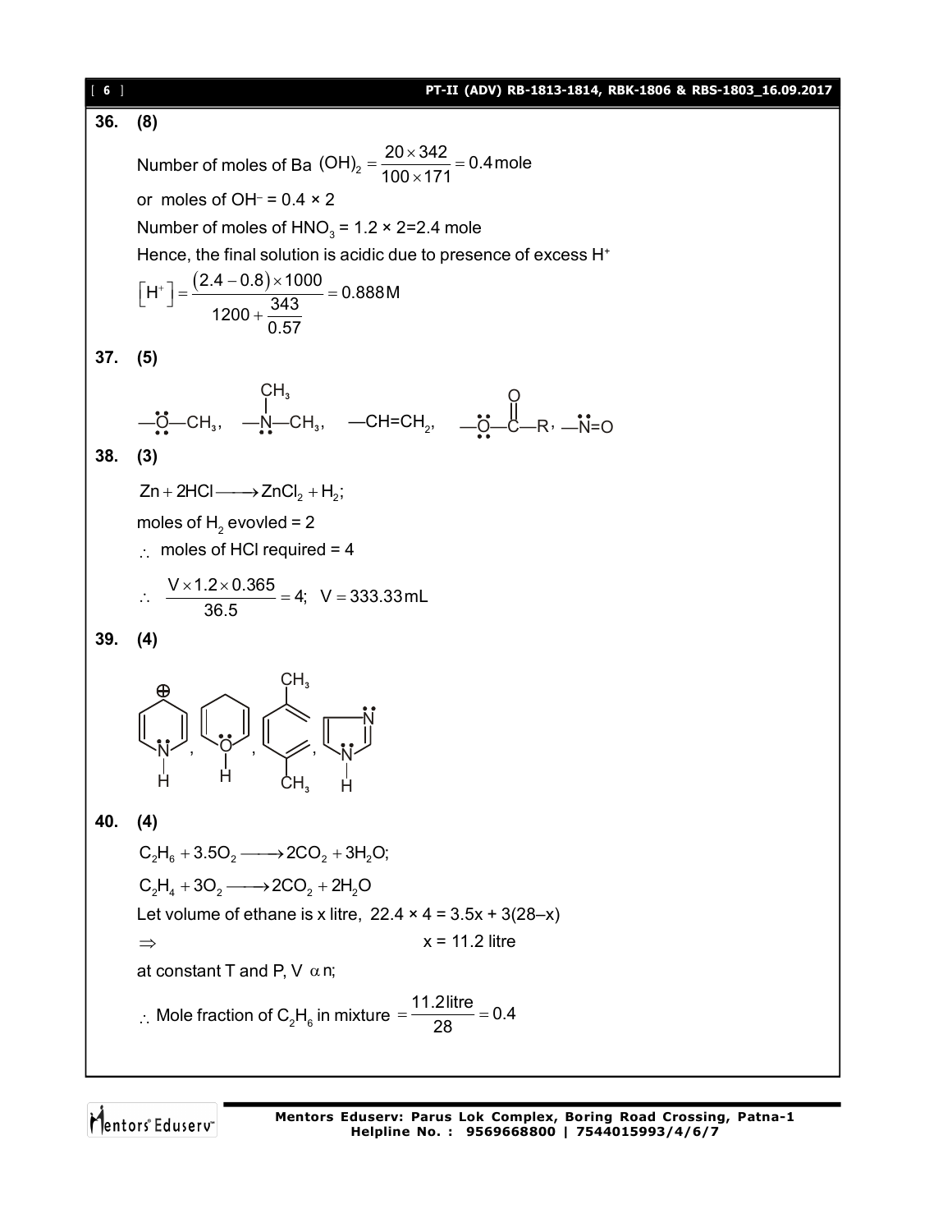**36. (8)**

Number of moles of Ba $(OH)_2 = \frac{20 \times 342}{100 \times 171} = 0.4$ mole

or moles of $OH^-$ = 0.4 × 2

Number of moles of $HNO_3$ = 1.2 × 2=2.4 mole

Hence, the final solution is acidic due to presence of excess $H^+$

$$\left[H^+\right] = \frac{(2.4 - 0.8) \times 1000}{1200 + \frac{343}{0.57}} = 0.888\,M$$

**37. (5)**

$—\ddot{\underset{..}{O}}—CH_3$, $—\underset{..}{\overset{CH_3}{\overset{|}{N}}}—CH_3$, $—CH=CH_2$, $—\ddot{\underset{..}{O}}—\overset{O}{\overset{||}{C}}—R$, $—\ddot{N}=O$

**38. (3)**

$Zn + 2HCl \longrightarrow ZnCl_2 + H_2$;

moles of $H_2$ evovled = 2

$\therefore$ moles of HCl required = 4

$$\therefore \quad \frac{V \times 1.2 \times 0.365}{36.5} = 4; \quad V = 333.33\,mL$$

**39. (4)**

[Structures: pyridinium ion (N–H, ⊕), 4H-pyran-type ring with O–H, p-xylene-type ring with two $CH_3$ groups, imidazole (N–H)]

**40. (4)**

$C_2H_6 + 3.5O_2 \longrightarrow 2CO_2 + 3H_2O$;

$C_2H_4 + 3O_2 \longrightarrow 2CO_2 + 2H_2O$

Let volume of ethane is x litre, 22.4 × 4 = 3.5x + 3(28–x)

$\Rightarrow$ x = 11.2 litre

at constant T and P, V $\alpha$ n;

$$\therefore \text{Mole fraction of } C_2H_6 \text{ in mixture } = \frac{11.2\,\text{litre}}{28} = 0.4$$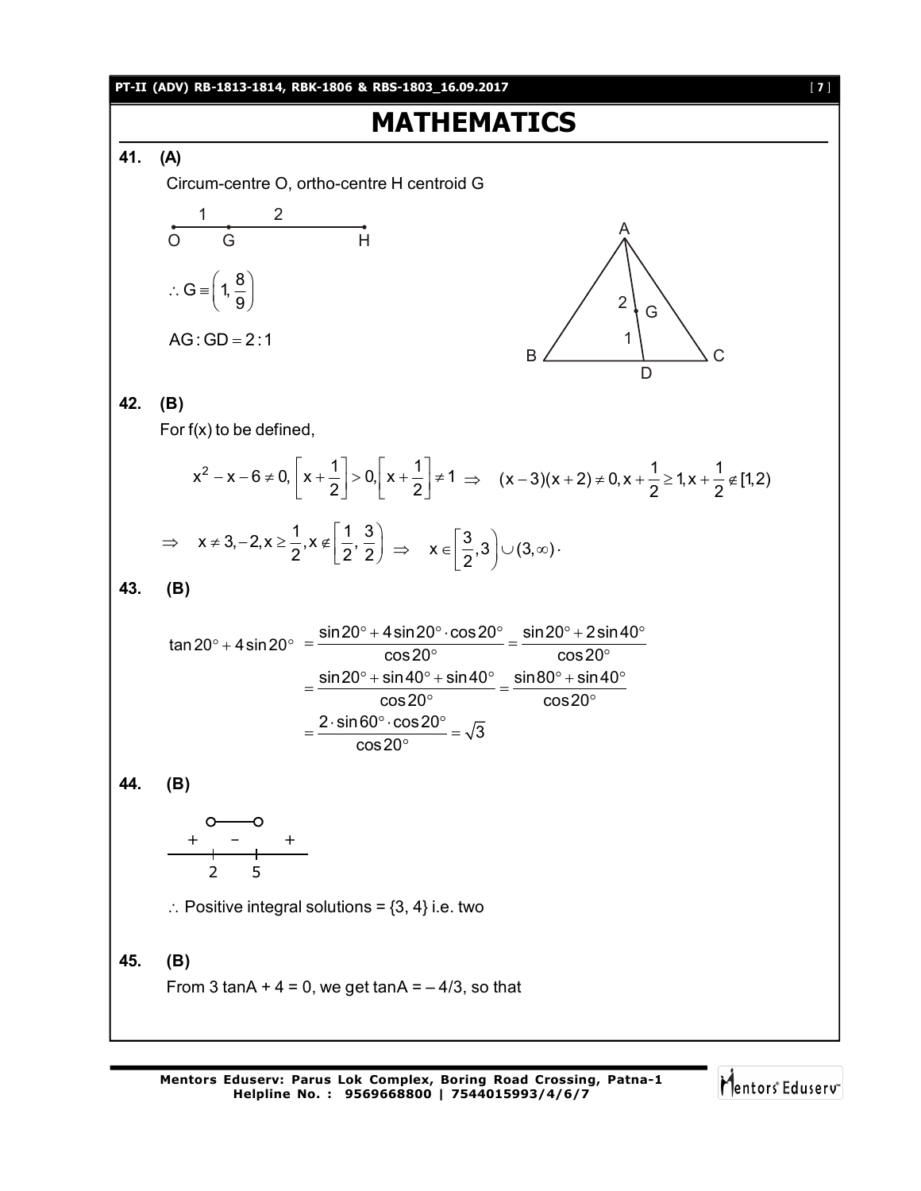# MATHEMATICS

**41. (A)**

Circum-centre O, ortho-centre H centroid G

O —1— G —2— H

$\therefore G \equiv \left(1, \frac{8}{9}\right)$

$AG : GD = 2 : 1$

**42. (B)**

For f(x) to be defined,

$$x^2 - x - 6 \neq 0, \left[x + \frac{1}{2}\right] > 0, \left[x + \frac{1}{2}\right] \neq 1 \Rightarrow \quad (x-3)(x+2) \neq 0, x + \frac{1}{2} \geq 1, x + \frac{1}{2} \notin [1, 2)$$

$$\Rightarrow \quad x \neq 3, -2, x \geq \frac{1}{2}, x \notin \left[\frac{1}{2}, \frac{3}{2}\right) \Rightarrow \quad x \in \left[\frac{3}{2}, 3\right) \cup (3, \infty).$$

**43. (B)**

$$\tan 20° + 4\sin 20° = \frac{\sin 20° + 4\sin 20° \cdot \cos 20°}{\cos 20°} = \frac{\sin 20° + 2\sin 40°}{\cos 20°}$$

$$= \frac{\sin 20° + \sin 40° + \sin 40°}{\cos 20°} = \frac{\sin 80° + \sin 40°}{\cos 20°}$$

$$= \frac{2 \cdot \sin 60° \cdot \cos 20°}{\cos 20°} = \sqrt{3}$$

**44. (B)**

+ (2) − (5) +

$\therefore$ Positive integral solutions = {3, 4} i.e. two

**45. (B)**

From 3 tanA + 4 = 0, we get tanA = – 4/3, so that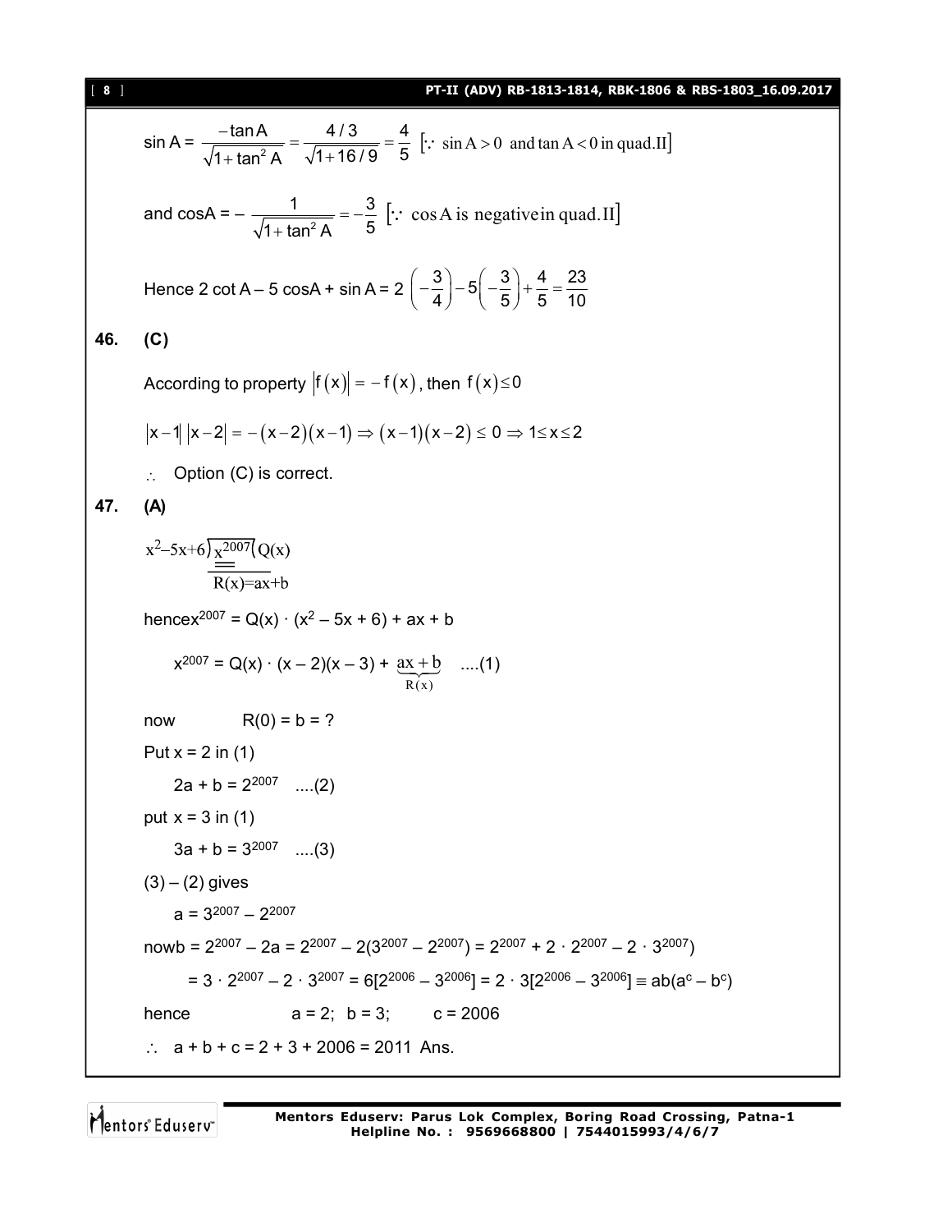$\sin A = \dfrac{-\tan A}{\sqrt{1+\tan^2 A}} = \dfrac{4/3}{\sqrt{1+16/9}} = \dfrac{4}{5}$ $[\because \sin A > 0 \text{ and } \tan A < 0 \text{ in quad.II}]$

and $\cos A = -\dfrac{1}{\sqrt{1+\tan^2 A}} = -\dfrac{3}{5}$ $[\because \cos A \text{ is negative in quad.II}]$

Hence $2\cot A - 5\cos A + \sin A = 2\left(-\dfrac{3}{4}\right) - 5\left(-\dfrac{3}{5}\right) + \dfrac{4}{5} = \dfrac{23}{10}$

**46. (C)**

According to property $|f(x)| = -f(x)$, then $f(x) \le 0$

$|x-1|\,|x-2| = -(x-2)(x-1) \Rightarrow (x-1)(x-2) \le 0 \Rightarrow 1 \le x \le 2$

$\therefore$ Option (C) is correct.

**47. (A)**

$$x^2-5x+6\overline{)\,x^{2007}\,}(Q(x)$$
$$\overline{R(x) = ax+b}$$

hence $x^{2007} = Q(x)\cdot(x^2 - 5x + 6) + ax + b$

$x^{2007} = Q(x)\cdot(x-2)(x-3) + \underbrace{ax+b}_{R(x)}$ ....(1)

now $R(0) = b = ?$

Put $x = 2$ in (1)

$2a + b = 2^{2007}$ ....(2)

put $x = 3$ in (1)

$3a + b = 3^{2007}$ ....(3)

(3) – (2) gives

$a = 3^{2007} - 2^{2007}$

now $b = 2^{2007} - 2a = 2^{2007} - 2(3^{2007} - 2^{2007}) = 2^{2007} + 2\cdot 2^{2007} - 2\cdot 3^{2007})$

$= 3\cdot 2^{2007} - 2\cdot 3^{2007} = 6[2^{2006} - 3^{2006}] = 2\cdot 3[2^{2006} - 3^{2006}] \equiv ab(a^c - b^c)$

hence $a = 2;\ b = 3;\ c = 2006$

$\therefore\ a + b + c = 2 + 3 + 2006 = 2011$ Ans.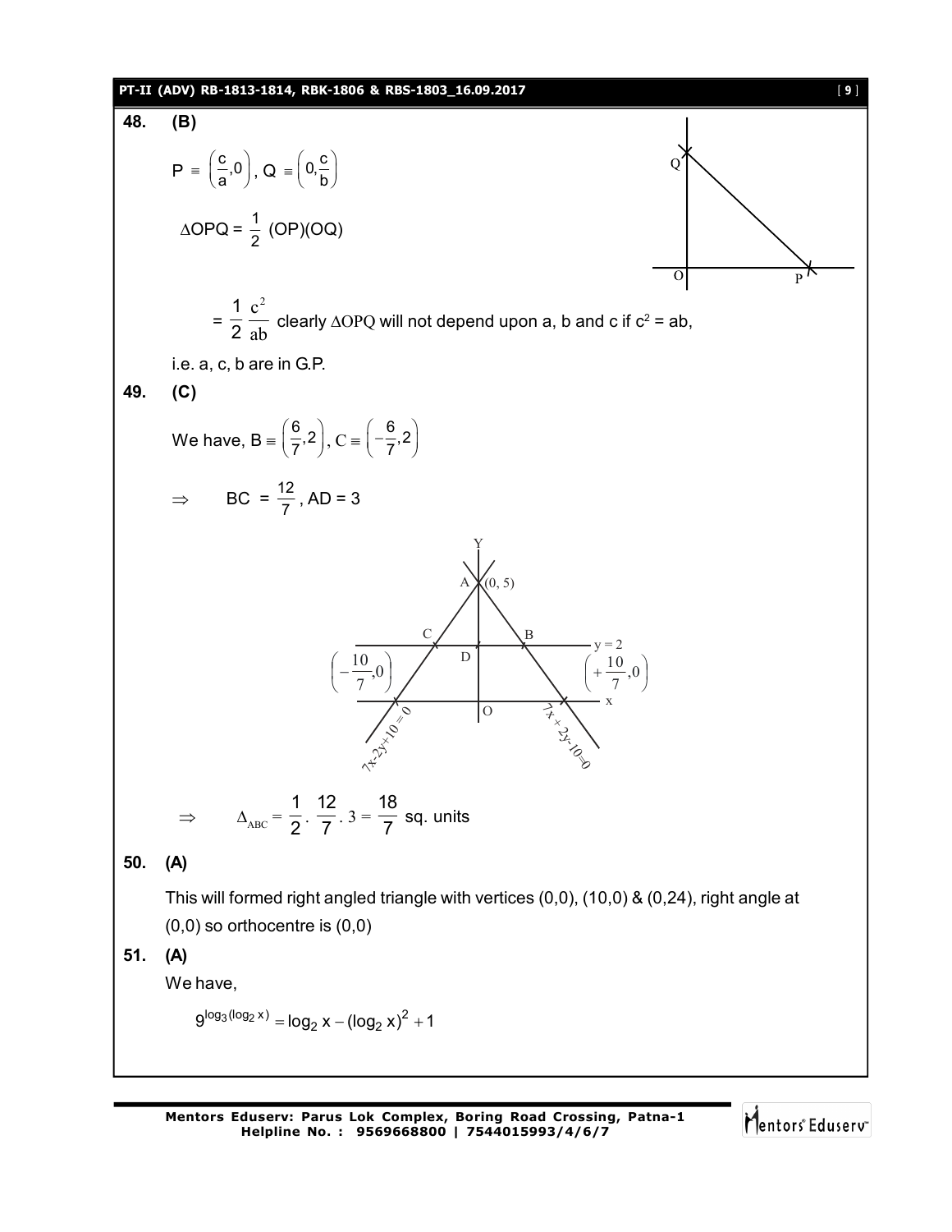**48. (B)**

$P \equiv \left(\frac{c}{a}, 0\right)$, $Q \equiv \left(0, \frac{c}{b}\right)$

$\Delta OPQ = \frac{1}{2}$ (OP)(OQ)

$= \frac{1}{2}\frac{c^2}{ab}$ clearly $\Delta OPQ$ will not depend upon a, b and c if $c^2 = ab$,

i.e. a, c, b are in G.P.

**49. (C)**

We have, $B \equiv \left(\frac{6}{7}, 2\right)$, $C \equiv \left(-\frac{6}{7}, 2\right)$

$\Rightarrow \quad BC = \frac{12}{7}$, AD = 3

$\Rightarrow \quad \Delta_{ABC} = \frac{1}{2} \cdot \frac{12}{7} \cdot 3 = \frac{18}{7}$ sq. units

**50. (A)**

This will formed right angled triangle with vertices (0,0), (10,0) & (0,24), right angle at (0,0) so orthocentre is (0,0)

**51. (A)**

We have,

$$9^{\log_3(\log_2 x)} = \log_2 x - (\log_2 x)^2 + 1$$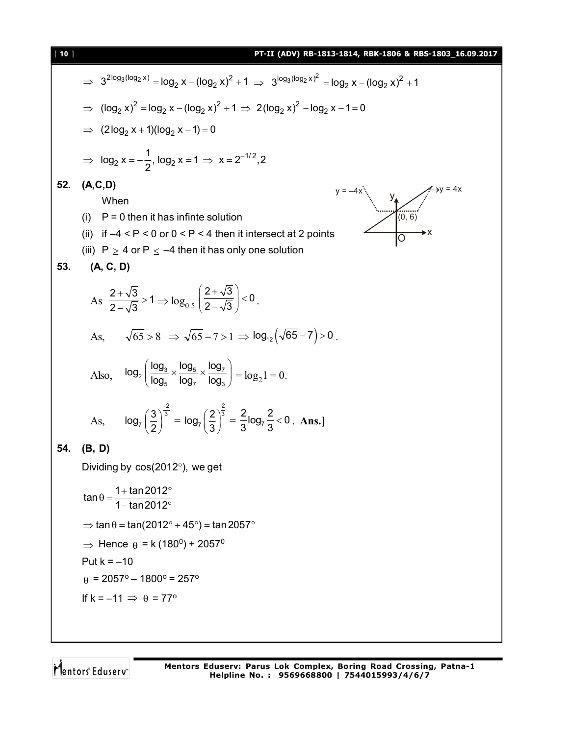$$\Rightarrow\ 3^{2\log_3(\log_2 x)} = \log_2 x - (\log_2 x)^2 + 1 \ \Rightarrow\ 3^{\log_3(\log_2 x)^2} = \log_2 x - (\log_2 x)^2 + 1$$

$$\Rightarrow\ (\log_2 x)^2 = \log_2 x - (\log_2 x)^2 + 1 \ \Rightarrow\ 2(\log_2 x)^2 - \log_2 x - 1 = 0$$

$$\Rightarrow\ (2\log_2 x + 1)(\log_2 x - 1) = 0$$

$$\Rightarrow\ \log_2 x = -\frac{1}{2},\ \log_2 x = 1 \ \Rightarrow\ x = 2^{-1/2}, 2$$

**52. (A,C,D)**

When

(i) $P = 0$ then it has infinte solution

(ii) if $-4 < P < 0$ or $0 < P < 4$ then it intersect at 2 points

(iii) $P \geq 4$ or $P \leq -4$ then it has only one solution

**53. (A, C, D)**

As $\dfrac{2+\sqrt{3}}{2-\sqrt{3}} > 1 \Rightarrow \log_{0.5}\left(\dfrac{2+\sqrt{3}}{2-\sqrt{3}}\right) < 0$.

As, $\sqrt{65} > 8 \ \Rightarrow \sqrt{65} - 7 > 1 \ \Rightarrow \log_{12}\left(\sqrt{65} - 7\right) > 0$.

Also, $\log_2\left(\dfrac{\log_3}{\log_5} \times \dfrac{\log_5}{\log_7} \times \dfrac{\log_7}{\log_3}\right) = \log_2 1 = 0.$

As, $\log_7\left(\dfrac{3}{2}\right)^{\frac{-2}{3}} = \log_7\left(\dfrac{2}{3}\right)^{\frac{2}{3}} = \dfrac{2}{3}\log_7\dfrac{2}{3} < 0$. **Ans.**]

**54. (B, D)**

Dividing by $\cos(2012^\circ)$, we get

$$\tan\theta = \frac{1+\tan 2012^\circ}{1-\tan 2012^\circ}$$

$\Rightarrow \tan\theta = \tan(2012^\circ + 45^\circ) = \tan 2057^\circ$

$\Rightarrow$ Hence $\theta = k(180^0) + 2057^0$

Put $k = -10$

$\theta = 2057^\circ - 1800^\circ = 257^\circ$

If $k = -11 \ \Rightarrow \ \theta = 77^\circ$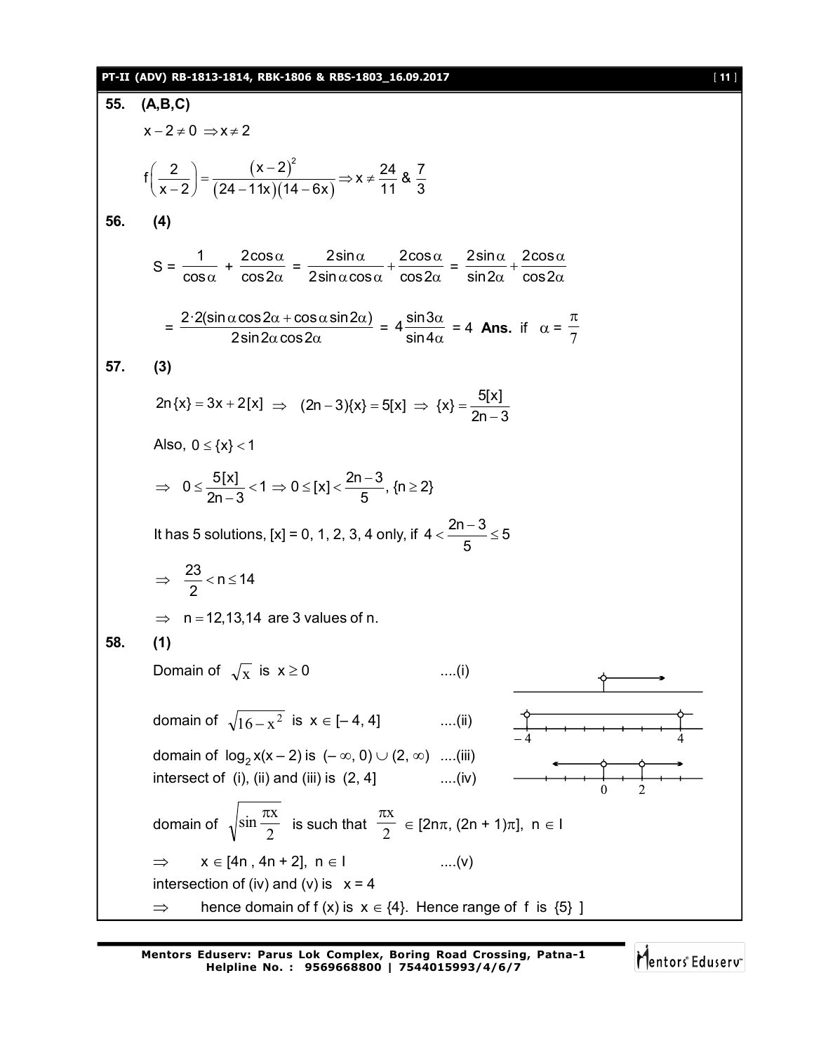**55. (A,B,C)**

$x-2 \neq 0 \Rightarrow x \neq 2$

$$f\left(\frac{2}{x-2}\right)=\frac{(x-2)^2}{(24-11x)(14-6x)} \Rightarrow x \neq \frac{24}{11} \text{ \& } \frac{7}{3}$$

**56. (4)**

$$S = \frac{1}{\cos\alpha} + \frac{2\cos\alpha}{\cos 2\alpha} = \frac{2\sin\alpha}{2\sin\alpha\cos\alpha}+\frac{2\cos\alpha}{\cos 2\alpha} = \frac{2\sin\alpha}{\sin 2\alpha}+\frac{2\cos\alpha}{\cos 2\alpha}$$

$$= \frac{2\cdot 2(\sin\alpha\cos 2\alpha+\cos\alpha\sin 2\alpha)}{2\sin 2\alpha\cos 2\alpha} = 4\frac{\sin 3\alpha}{\sin 4\alpha} = 4 \textbf{ Ans. } \text{if } \alpha = \frac{\pi}{7}$$

**57. (3)**

$$2n\{x\} = 3x + 2[x] \Rightarrow (2n-3)\{x\} = 5[x] \Rightarrow \{x\} = \frac{5[x]}{2n-3}$$

Also, $0 \le \{x\} < 1$

$$\Rightarrow 0 \le \frac{5[x]}{2n-3} < 1 \Rightarrow 0 \le [x] < \frac{2n-3}{5}, \{n \ge 2\}$$

It has 5 solutions, $[x] = 0, 1, 2, 3, 4$ only, if $4 < \frac{2n-3}{5} \le 5$

$$\Rightarrow \frac{23}{2} < n \le 14$$

$\Rightarrow n = 12, 13, 14$ are 3 values of n.

**58. (1)**

Domain of $\sqrt{x}$ is $x \ge 0$ ....(i)

domain of $\sqrt{16-x^2}$ is $x \in [-4, 4]$ ....(ii)

domain of $\log_2 x(x-2)$ is $(-\infty, 0) \cup (2, \infty)$ ....(iii)

intersect of (i), (ii) and (iii) is $(2, 4]$ ....(iv)

domain of $\sqrt{\sin\frac{\pi x}{2}}$ is such that $\frac{\pi x}{2} \in [2n\pi, (2n+1)\pi]$, $n \in I$

$\Rightarrow x \in [4n, 4n+2]$, $n \in I$ ....(v)

intersection of (iv) and (v) is $x = 4$

$\Rightarrow$ hence domain of $f(x)$ is $x \in \{4\}$. Hence range of f is $\{5\}$ ]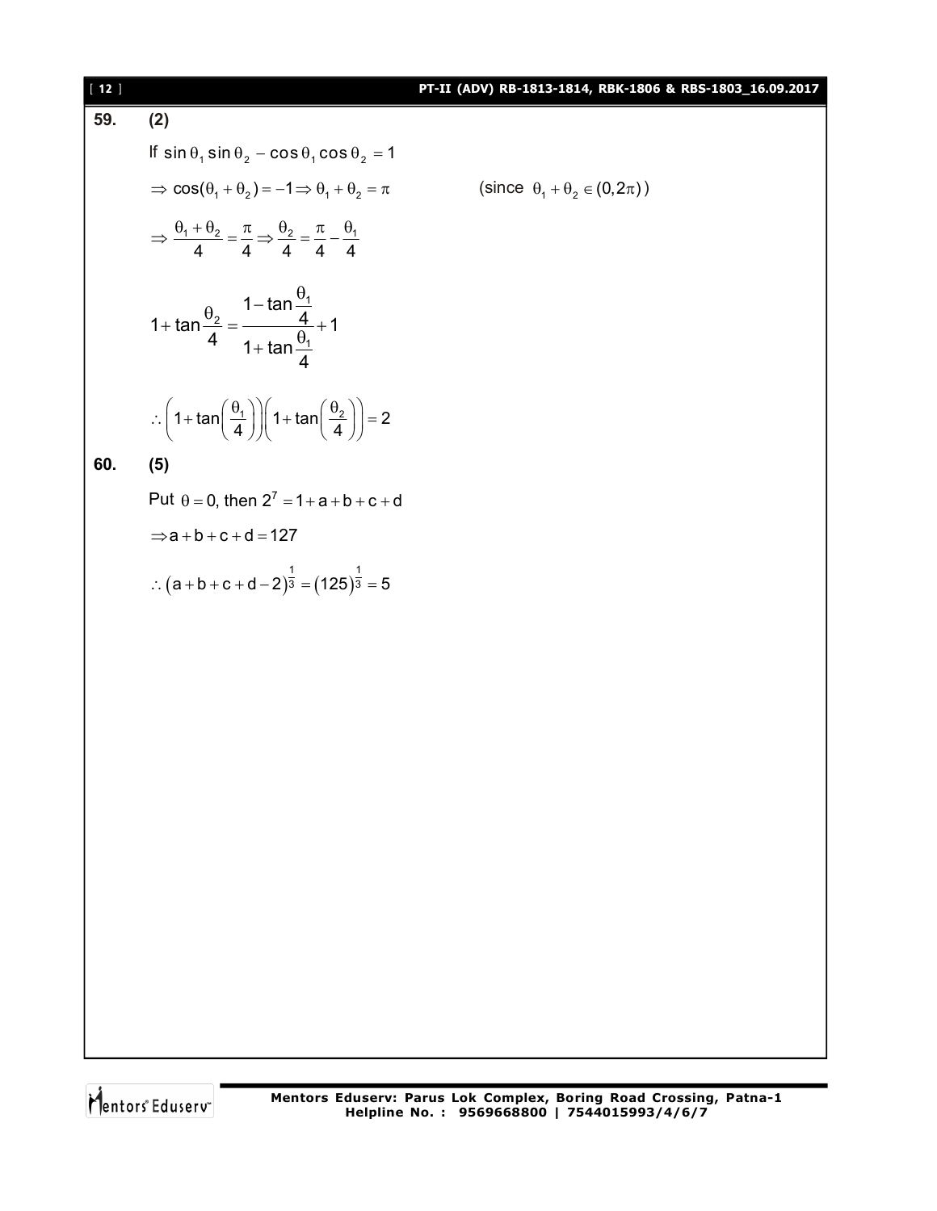**59. (2)**

If $\sin\theta_1 \sin\theta_2 - \cos\theta_1 \cos\theta_2 = 1$

$\Rightarrow \cos(\theta_1 + \theta_2) = -1 \Rightarrow \theta_1 + \theta_2 = \pi$ (since $\theta_1 + \theta_2 \in (0, 2\pi)$)

$$\Rightarrow \frac{\theta_1 + \theta_2}{4} = \frac{\pi}{4} \Rightarrow \frac{\theta_2}{4} = \frac{\pi}{4} - \frac{\theta_1}{4}$$

$$1 + \tan\frac{\theta_2}{4} = \frac{1 - \tan\frac{\theta_1}{4}}{1 + \tan\frac{\theta_1}{4}} + 1$$

$$\therefore \left(1 + \tan\left(\frac{\theta_1}{4}\right)\right)\left(1 + \tan\left(\frac{\theta_2}{4}\right)\right) = 2$$

**60. (5)**

Put $\theta = 0$, then $2^7 = 1 + a + b + c + d$

$\Rightarrow a + b + c + d = 127$

$$\therefore (a + b + c + d - 2)^{\frac{1}{3}} = (125)^{\frac{1}{3}} = 5$$